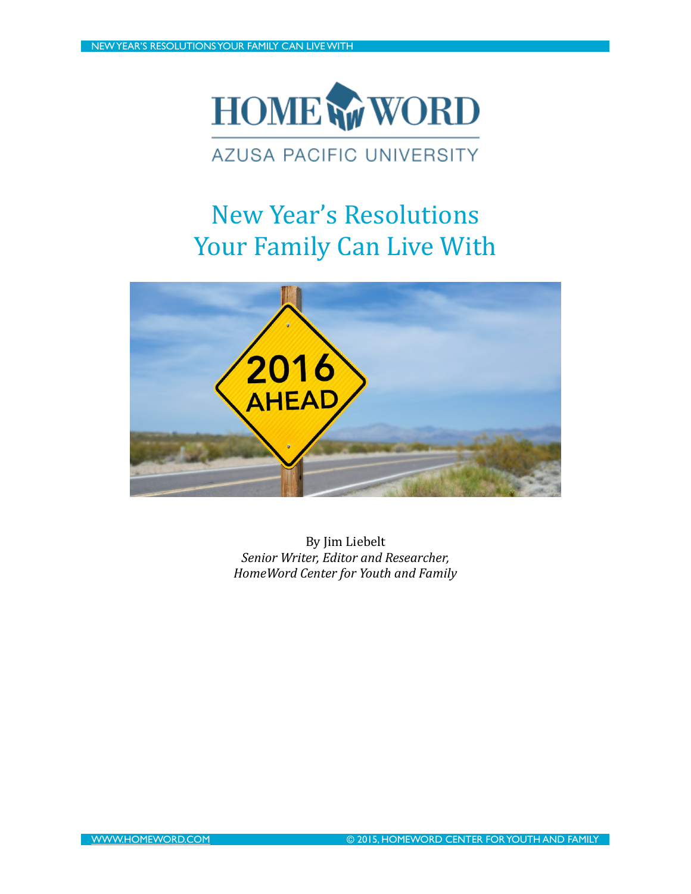HOME WORD

AZUSA PACIFIC UNIVERSITY

# New Year's Resolutions Your Family Can Live With

By Jim Liebelt
*Senior Writer, Editor and Researcher, HomeWord Center for Youth and Family*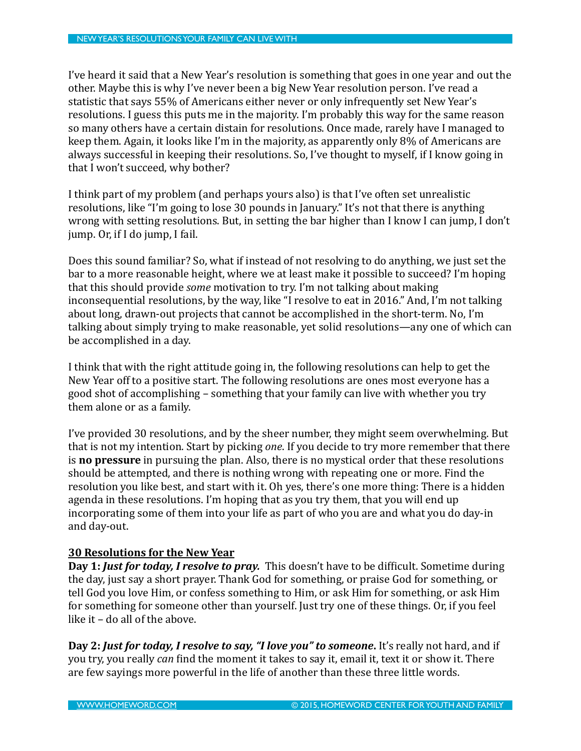I've heard it said that a New Year's resolution is something that goes in one year and out the other. Maybe this is why I've never been a big New Year resolution person. I've read a statistic that says 55% of Americans either never or only infrequently set New Year's resolutions. I guess this puts me in the majority. I'm probably this way for the same reason so many others have a certain distain for resolutions. Once made, rarely have I managed to keep them. Again, it looks like I'm in the majority, as apparently only 8% of Americans are always successful in keeping their resolutions. So, I've thought to myself, if I know going in that I won't succeed, why bother?

I think part of my problem (and perhaps yours also) is that I've often set unrealistic resolutions, like "I'm going to lose 30 pounds in January." It's not that there is anything wrong with setting resolutions. But, in setting the bar higher than I know I can jump, I don't jump. Or, if I do jump, I fail.

Does this sound familiar? So, what if instead of not resolving to do anything, we just set the bar to a more reasonable height, where we at least make it possible to succeed? I'm hoping that this should provide *some* motivation to try. I'm not talking about making inconsequential resolutions, by the way, like "I resolve to eat in 2016." And, I'm not talking about long, drawn-out projects that cannot be accomplished in the short-term. No, I'm talking about simply trying to make reasonable, yet solid resolutions—any one of which can be accomplished in a day.

I think that with the right attitude going in, the following resolutions can help to get the New Year off to a positive start. The following resolutions are ones most everyone has a good shot of accomplishing – something that your family can live with whether you try them alone or as a family.

I've provided 30 resolutions, and by the sheer number, they might seem overwhelming. But that is not my intention. Start by picking *one*. If you decide to try more remember that there is **no pressure** in pursuing the plan. Also, there is no mystical order that these resolutions should be attempted, and there is nothing wrong with repeating one or more. Find the resolution you like best, and start with it. Oh yes, there's one more thing: There is a hidden agenda in these resolutions. I'm hoping that as you try them, that you will end up incorporating some of them into your life as part of who you are and what you do day-in and day-out.

**30 Resolutions for the New Year**

**Day 1:** ***Just for today, I resolve to pray.*** This doesn't have to be difficult. Sometime during the day, just say a short prayer. Thank God for something, or praise God for something, or tell God you love Him, or confess something to Him, or ask Him for something, or ask Him for something for someone other than yourself. Just try one of these things. Or, if you feel like it – do all of the above.

**Day 2:** ***Just for today, I resolve to say, "I love you" to someone*****.** It's really not hard, and if you try, you really *can* find the moment it takes to say it, email it, text it or show it. There are few sayings more powerful in the life of another than these three little words.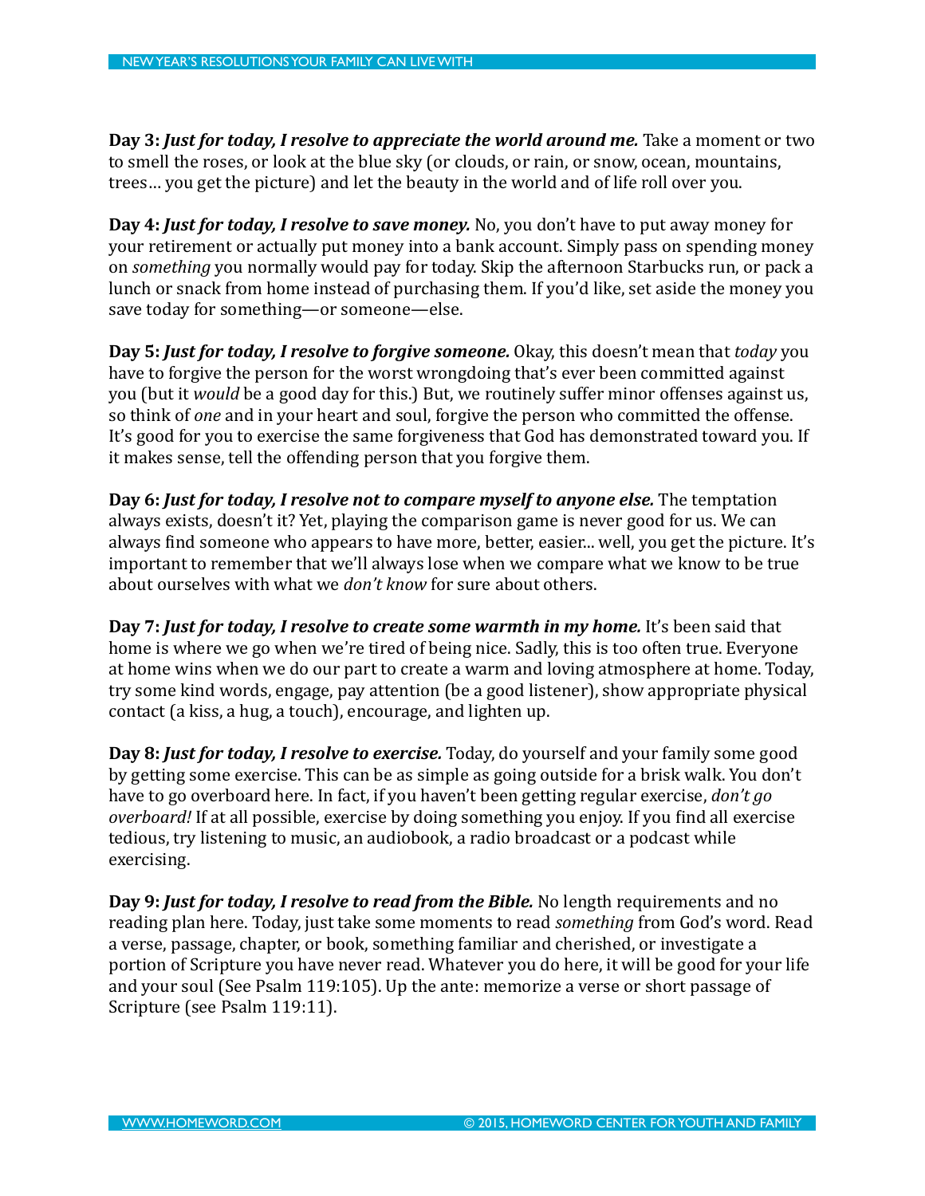**Day 3:** ***Just for today, I resolve to appreciate the world around me.*** Take a moment or two to smell the roses, or look at the blue sky (or clouds, or rain, or snow, ocean, mountains, trees… you get the picture) and let the beauty in the world and of life roll over you.

**Day 4:** ***Just for today, I resolve to save money.*** No, you don't have to put away money for your retirement or actually put money into a bank account. Simply pass on spending money on *something* you normally would pay for today. Skip the afternoon Starbucks run, or pack a lunch or snack from home instead of purchasing them. If you'd like, set aside the money you save today for something—or someone—else.

**Day 5:** ***Just for today, I resolve to forgive someone.*** Okay, this doesn't mean that *today* you have to forgive the person for the worst wrongdoing that's ever been committed against you (but it *would* be a good day for this.) But, we routinely suffer minor offenses against us, so think of *one* and in your heart and soul, forgive the person who committed the offense. It's good for you to exercise the same forgiveness that God has demonstrated toward you. If it makes sense, tell the offending person that you forgive them.

**Day 6:** ***Just for today, I resolve not to compare myself to anyone else.*** The temptation always exists, doesn't it? Yet, playing the comparison game is never good for us. We can always find someone who appears to have more, better, easier... well, you get the picture. It's important to remember that we'll always lose when we compare what we know to be true about ourselves with what we *don't know* for sure about others.

**Day 7:** ***Just for today, I resolve to create some warmth in my home.*** It's been said that home is where we go when we're tired of being nice. Sadly, this is too often true. Everyone at home wins when we do our part to create a warm and loving atmosphere at home. Today, try some kind words, engage, pay attention (be a good listener), show appropriate physical contact (a kiss, a hug, a touch), encourage, and lighten up.

**Day 8:** ***Just for today, I resolve to exercise.*** Today, do yourself and your family some good by getting some exercise. This can be as simple as going outside for a brisk walk. You don't have to go overboard here. In fact, if you haven't been getting regular exercise, *don't go overboard!* If at all possible, exercise by doing something you enjoy. If you find all exercise tedious, try listening to music, an audiobook, a radio broadcast or a podcast while exercising.

**Day 9:** ***Just for today, I resolve to read from the Bible.*** No length requirements and no reading plan here. Today, just take some moments to read *something* from God's word. Read a verse, passage, chapter, or book, something familiar and cherished, or investigate a portion of Scripture you have never read. Whatever you do here, it will be good for your life and your soul (See Psalm 119:105). Up the ante: memorize a verse or short passage of Scripture (see Psalm 119:11).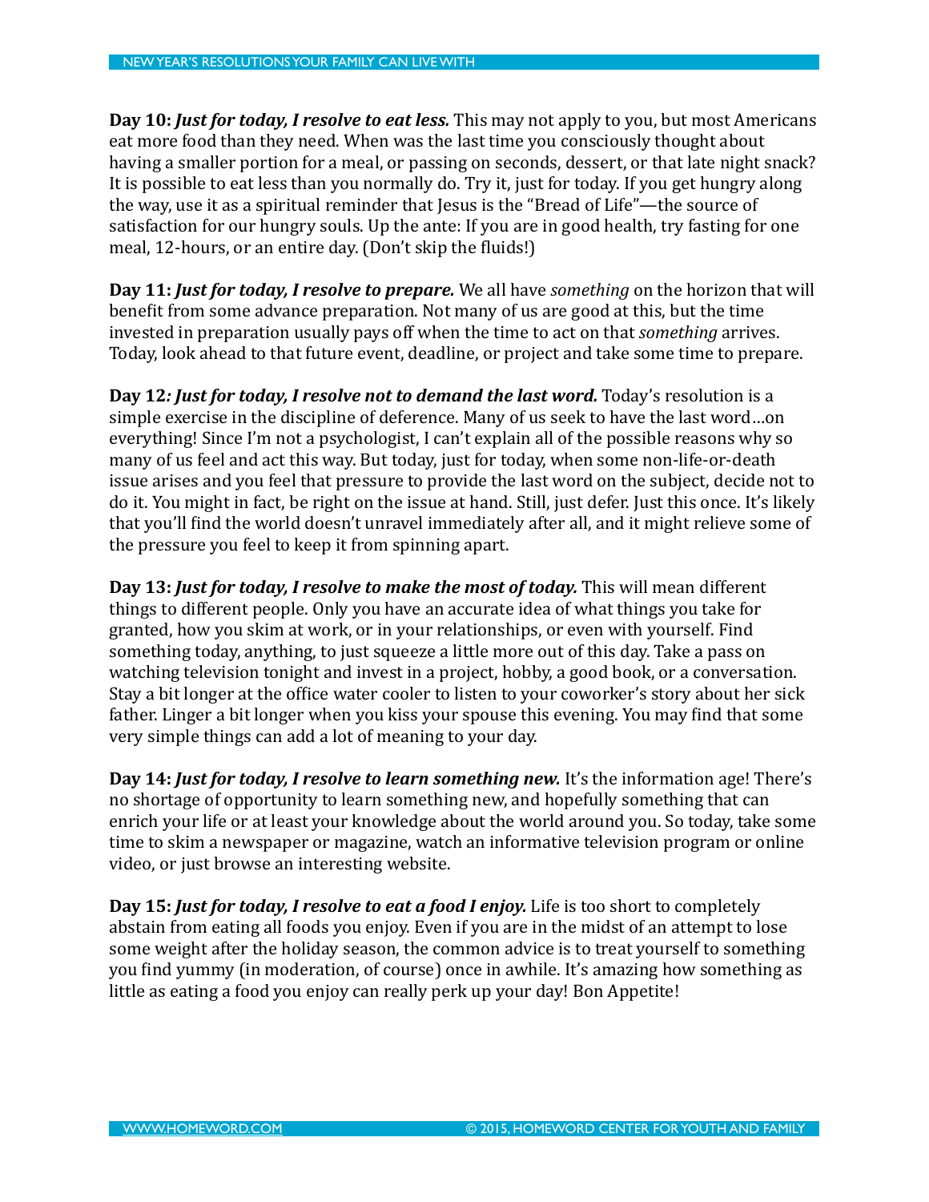**Day 10:** ***Just for today, I resolve to eat less.*** This may not apply to you, but most Americans eat more food than they need. When was the last time you consciously thought about having a smaller portion for a meal, or passing on seconds, dessert, or that late night snack? It is possible to eat less than you normally do. Try it, just for today. If you get hungry along the way, use it as a spiritual reminder that Jesus is the "Bread of Life"—the source of satisfaction for our hungry souls. Up the ante: If you are in good health, try fasting for one meal, 12-hours, or an entire day. (Don't skip the fluids!)

**Day 11:** ***Just for today, I resolve to prepare.*** We all have *something* on the horizon that will benefit from some advance preparation. Not many of us are good at this, but the time invested in preparation usually pays off when the time to act on that *something* arrives. Today, look ahead to that future event, deadline, or project and take some time to prepare.

**Day 12*: Just for today, I resolve not to demand the last word.*** Today's resolution is a simple exercise in the discipline of deference. Many of us seek to have the last word…on everything! Since I'm not a psychologist, I can't explain all of the possible reasons why so many of us feel and act this way. But today, just for today, when some non-life-or-death issue arises and you feel that pressure to provide the last word on the subject, decide not to do it. You might in fact, be right on the issue at hand. Still, just defer. Just this once. It's likely that you'll find the world doesn't unravel immediately after all, and it might relieve some of the pressure you feel to keep it from spinning apart.

**Day 13:** ***Just for today, I resolve to make the most of today.*** This will mean different things to different people. Only you have an accurate idea of what things you take for granted, how you skim at work, or in your relationships, or even with yourself. Find something today, anything, to just squeeze a little more out of this day. Take a pass on watching television tonight and invest in a project, hobby, a good book, or a conversation. Stay a bit longer at the office water cooler to listen to your coworker's story about her sick father. Linger a bit longer when you kiss your spouse this evening. You may find that some very simple things can add a lot of meaning to your day.

**Day 14:** ***Just for today, I resolve to learn something new.*** It's the information age! There's no shortage of opportunity to learn something new, and hopefully something that can enrich your life or at least your knowledge about the world around you. So today, take some time to skim a newspaper or magazine, watch an informative television program or online video, or just browse an interesting website.

**Day 15:** ***Just for today, I resolve to eat a food I enjoy.*** Life is too short to completely abstain from eating all foods you enjoy. Even if you are in the midst of an attempt to lose some weight after the holiday season, the common advice is to treat yourself to something you find yummy (in moderation, of course) once in awhile. It's amazing how something as little as eating a food you enjoy can really perk up your day! Bon Appetite!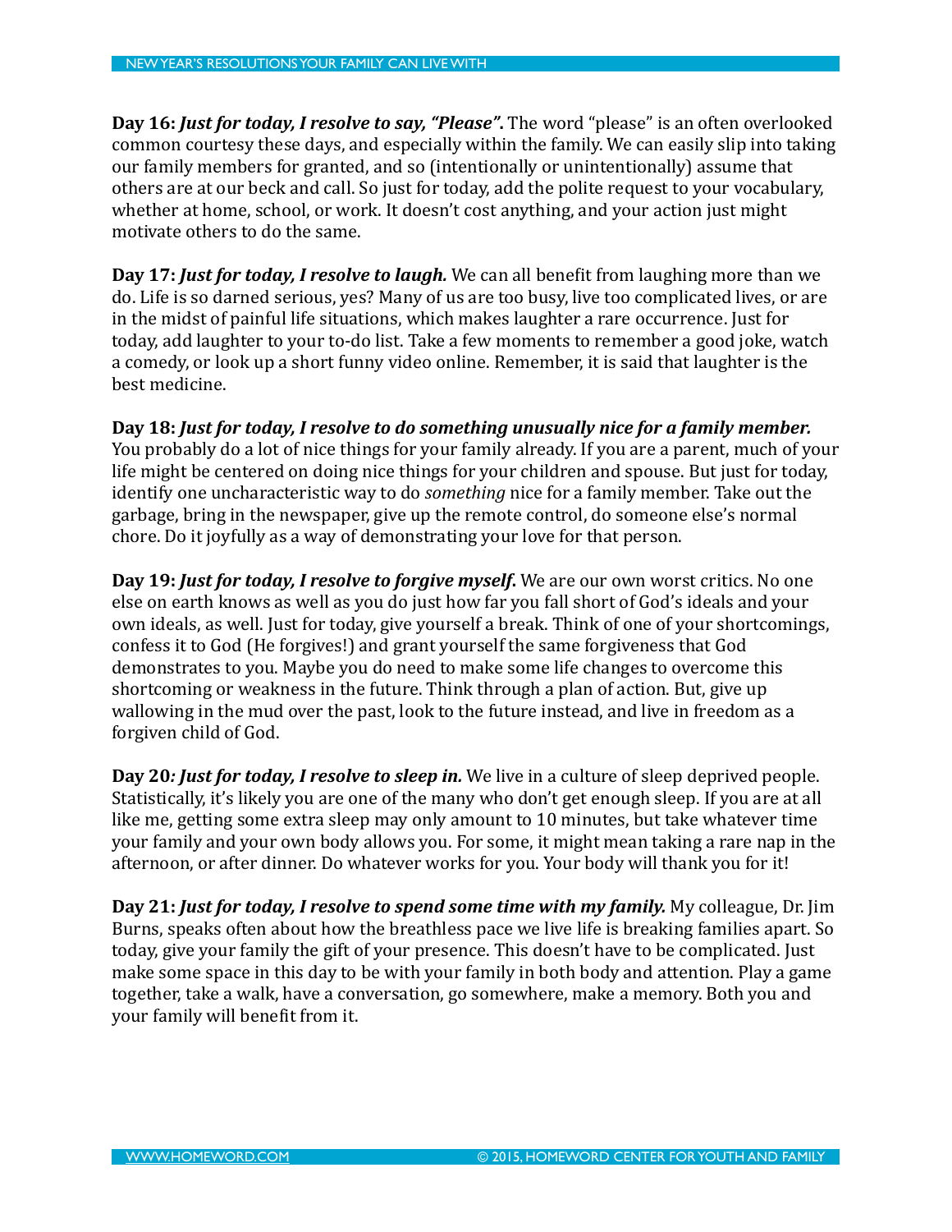**Day 16:** ***Just for today, I resolve to say, "Please".*** The word "please" is an often overlooked common courtesy these days, and especially within the family. We can easily slip into taking our family members for granted, and so (intentionally or unintentionally) assume that others are at our beck and call. So just for today, add the polite request to your vocabulary, whether at home, school, or work. It doesn't cost anything, and your action just might motivate others to do the same.

**Day 17:** ***Just for today, I resolve to laugh.*** We can all benefit from laughing more than we do. Life is so darned serious, yes? Many of us are too busy, live too complicated lives, or are in the midst of painful life situations, which makes laughter a rare occurrence. Just for today, add laughter to your to-do list. Take a few moments to remember a good joke, watch a comedy, or look up a short funny video online. Remember, it is said that laughter is the best medicine.

**Day 18:** ***Just for today, I resolve to do something unusually nice for a family member.*** You probably do a lot of nice things for your family already. If you are a parent, much of your life might be centered on doing nice things for your children and spouse. But just for today, identify one uncharacteristic way to do *something* nice for a family member. Take out the garbage, bring in the newspaper, give up the remote control, do someone else's normal chore. Do it joyfully as a way of demonstrating your love for that person.

**Day 19:** ***Just for today, I resolve to forgive myself.*** We are our own worst critics. No one else on earth knows as well as you do just how far you fall short of God's ideals and your own ideals, as well. Just for today, give yourself a break. Think of one of your shortcomings, confess it to God (He forgives!) and grant yourself the same forgiveness that God demonstrates to you. Maybe you do need to make some life changes to overcome this shortcoming or weakness in the future. Think through a plan of action. But, give up wallowing in the mud over the past, look to the future instead, and live in freedom as a forgiven child of God.

**Day 20*:*** ***Just for today, I resolve to sleep in.*** We live in a culture of sleep deprived people. Statistically, it's likely you are one of the many who don't get enough sleep. If you are at all like me, getting some extra sleep may only amount to 10 minutes, but take whatever time your family and your own body allows you. For some, it might mean taking a rare nap in the afternoon, or after dinner. Do whatever works for you. Your body will thank you for it!

**Day 21:** ***Just for today, I resolve to spend some time with my family.*** My colleague, Dr. Jim Burns, speaks often about how the breathless pace we live life is breaking families apart. So today, give your family the gift of your presence. This doesn't have to be complicated. Just make some space in this day to be with your family in both body and attention. Play a game together, take a walk, have a conversation, go somewhere, make a memory. Both you and your family will benefit from it.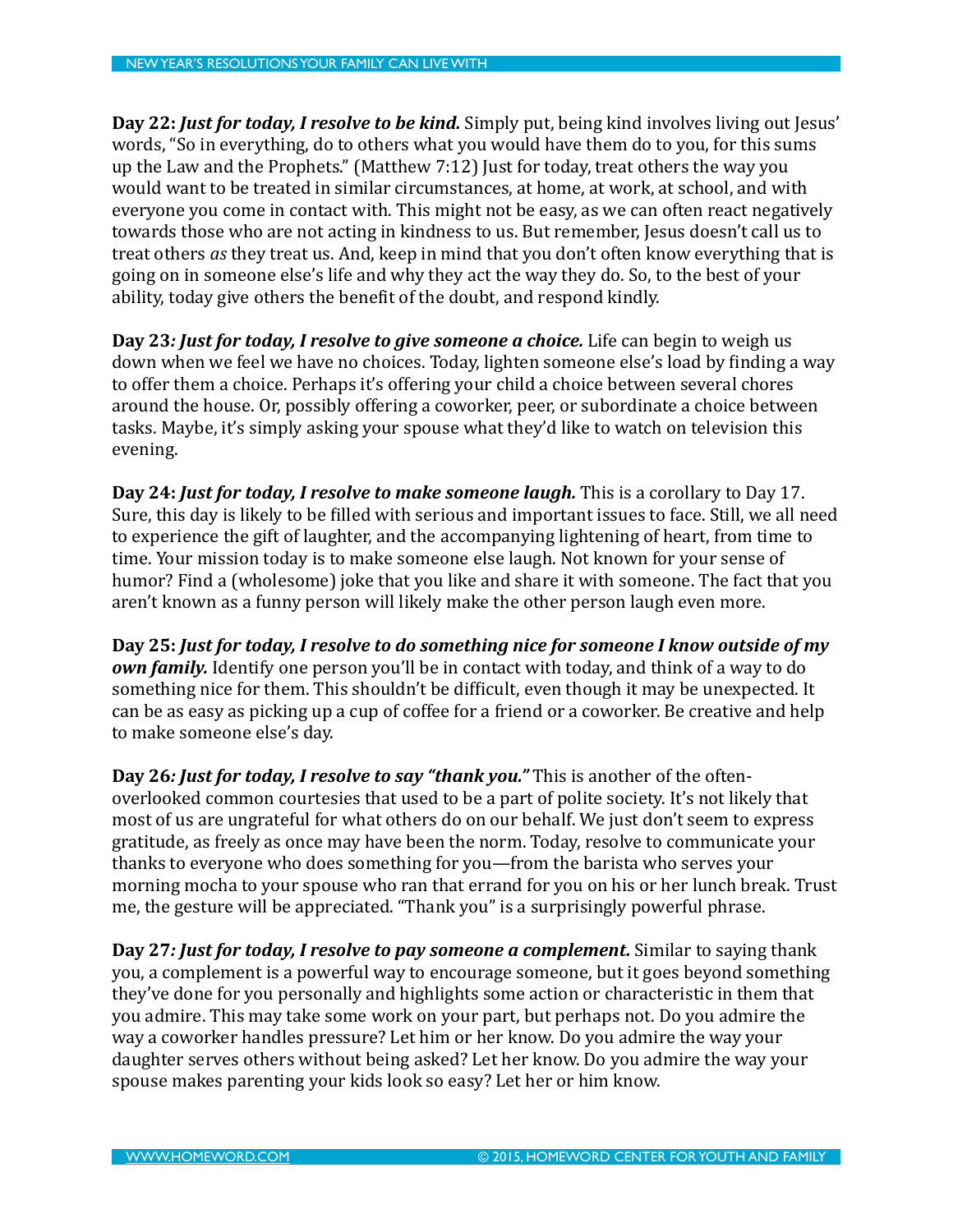**Day 22:** ***Just for today, I resolve to be kind.*** Simply put, being kind involves living out Jesus' words, "So in everything, do to others what you would have them do to you, for this sums up the Law and the Prophets." (Matthew 7:12) Just for today, treat others the way you would want to be treated in similar circumstances, at home, at work, at school, and with everyone you come in contact with. This might not be easy, as we can often react negatively towards those who are not acting in kindness to us. But remember, Jesus doesn't call us to treat others *as* they treat us. And, keep in mind that you don't often know everything that is going on in someone else's life and why they act the way they do. So, to the best of your ability, today give others the benefit of the doubt, and respond kindly.

**Day 23*: Just for today, I resolve to give someone a choice.*** Life can begin to weigh us down when we feel we have no choices. Today, lighten someone else's load by finding a way to offer them a choice. Perhaps it's offering your child a choice between several chores around the house. Or, possibly offering a coworker, peer, or subordinate a choice between tasks. Maybe, it's simply asking your spouse what they'd like to watch on television this evening.

**Day 24:** ***Just for today, I resolve to make someone laugh.*** This is a corollary to Day 17. Sure, this day is likely to be filled with serious and important issues to face. Still, we all need to experience the gift of laughter, and the accompanying lightening of heart, from time to time. Your mission today is to make someone else laugh. Not known for your sense of humor? Find a (wholesome) joke that you like and share it with someone. The fact that you aren't known as a funny person will likely make the other person laugh even more.

**Day 25:** ***Just for today, I resolve to do something nice for someone I know outside of my own family.*** Identify one person you'll be in contact with today, and think of a way to do something nice for them. This shouldn't be difficult, even though it may be unexpected. It can be as easy as picking up a cup of coffee for a friend or a coworker. Be creative and help to make someone else's day.

**Day 26*: Just for today, I resolve to say "thank you."*** This is another of the often-overlooked common courtesies that used to be a part of polite society. It's not likely that most of us are ungrateful for what others do on our behalf. We just don't seem to express gratitude, as freely as once may have been the norm. Today, resolve to communicate your thanks to everyone who does something for you—from the barista who serves your morning mocha to your spouse who ran that errand for you on his or her lunch break. Trust me, the gesture will be appreciated. "Thank you" is a surprisingly powerful phrase.

**Day 27*: Just for today, I resolve to pay someone a complement.*** Similar to saying thank you, a complement is a powerful way to encourage someone, but it goes beyond something they've done for you personally and highlights some action or characteristic in them that you admire. This may take some work on your part, but perhaps not. Do you admire the way a coworker handles pressure? Let him or her know. Do you admire the way your daughter serves others without being asked? Let her know. Do you admire the way your spouse makes parenting your kids look so easy? Let her or him know.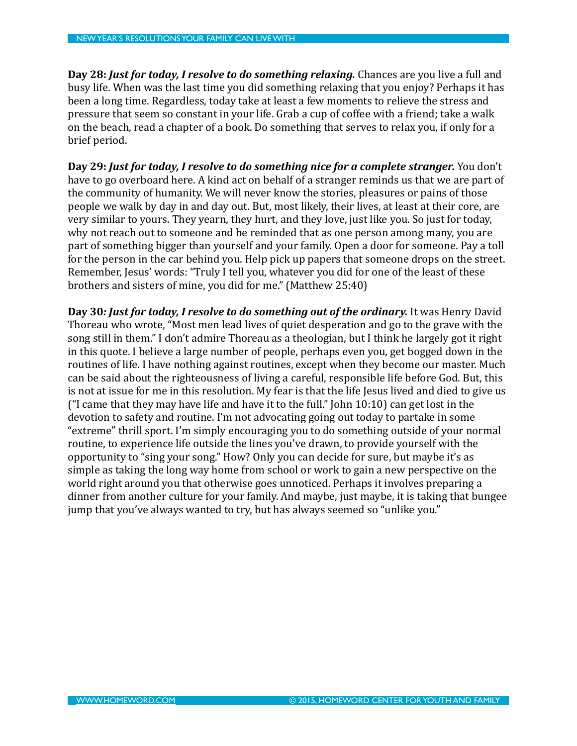**Day 28:** ***Just for today, I resolve to do something relaxing.*** Chances are you live a full and busy life. When was the last time you did something relaxing that you enjoy? Perhaps it has been a long time. Regardless, today take at least a few moments to relieve the stress and pressure that seem so constant in your life. Grab a cup of coffee with a friend; take a walk on the beach, read a chapter of a book. Do something that serves to relax you, if only for a brief period.

**Day 29:** ***Just for today, I resolve to do something nice for a complete stranger.*** You don't have to go overboard here. A kind act on behalf of a stranger reminds us that we are part of the community of humanity. We will never know the stories, pleasures or pains of those people we walk by day in and day out. But, most likely, their lives, at least at their core, are very similar to yours. They yearn, they hurt, and they love, just like you. So just for today, why not reach out to someone and be reminded that as one person among many, you are part of something bigger than yourself and your family. Open a door for someone. Pay a toll for the person in the car behind you. Help pick up papers that someone drops on the street. Remember, Jesus' words: "Truly I tell you, whatever you did for one of the least of these brothers and sisters of mine, you did for me." (Matthew 25:40)

**Day 30*****: Just for today, I resolve to do something out of the ordinary.*** It was Henry David Thoreau who wrote, "Most men lead lives of quiet desperation and go to the grave with the song still in them." I don't admire Thoreau as a theologian, but I think he largely got it right in this quote. I believe a large number of people, perhaps even you, get bogged down in the routines of life. I have nothing against routines, except when they become our master. Much can be said about the righteousness of living a careful, responsible life before God. But, this is not at issue for me in this resolution. My fear is that the life Jesus lived and died to give us ("I came that they may have life and have it to the full." John 10:10) can get lost in the devotion to safety and routine. I'm not advocating going out today to partake in some "extreme" thrill sport. I'm simply encouraging you to do something outside of your normal routine, to experience life outside the lines you've drawn, to provide yourself with the opportunity to "sing your song." How? Only you can decide for sure, but maybe it's as simple as taking the long way home from school or work to gain a new perspective on the world right around you that otherwise goes unnoticed. Perhaps it involves preparing a dinner from another culture for your family. And maybe, just maybe, it is taking that bungee jump that you've always wanted to try, but has always seemed so "unlike you."